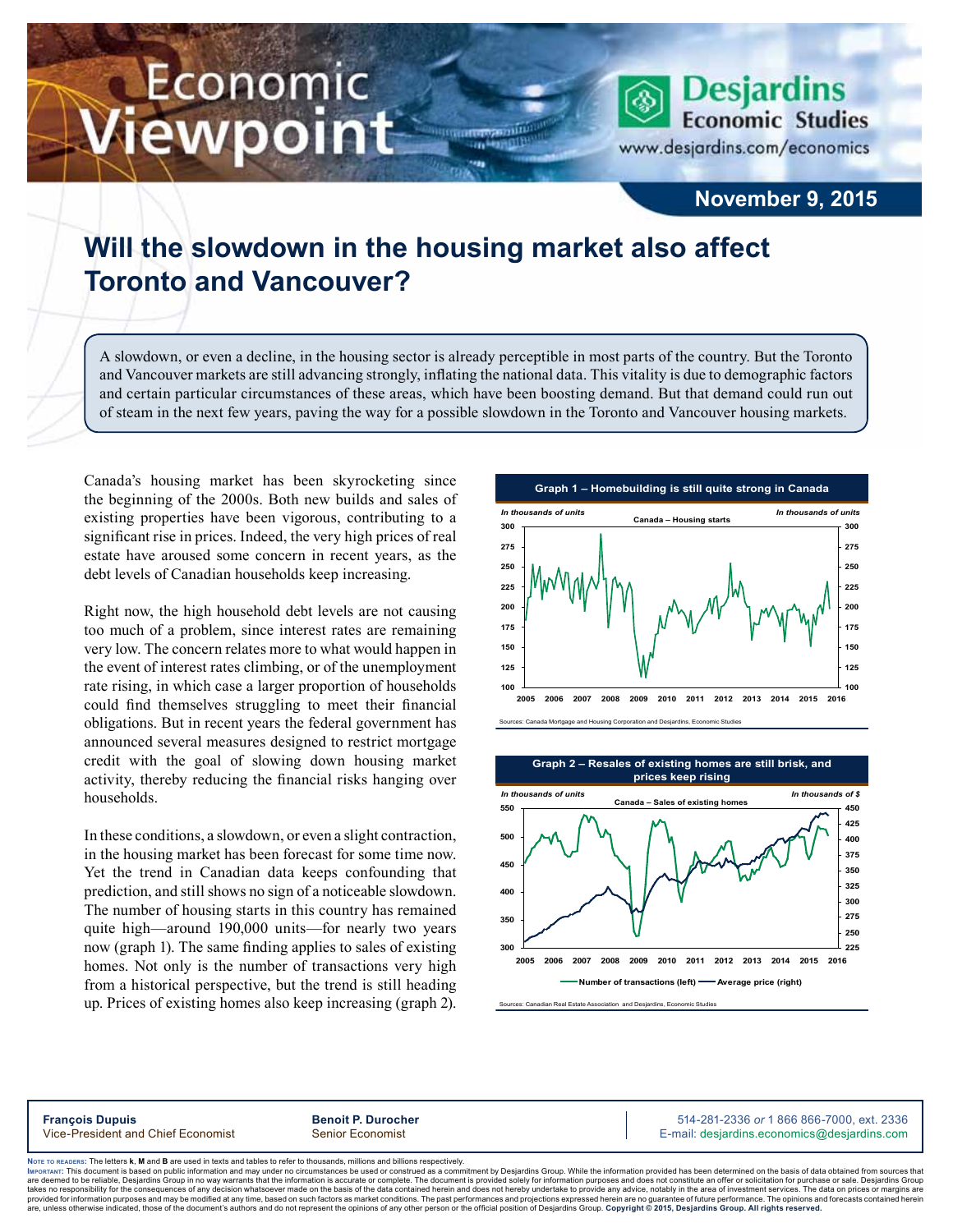# Economic Viewpoint

**Desjardins Economic Studies**
www.desjardins.com/economics

**November 9, 2015**

# Will the slowdown in the housing market also affect Toronto and Vancouver?

A slowdown, or even a decline, in the housing sector is already perceptible in most parts of the country. But the Toronto and Vancouver markets are still advancing strongly, inflating the national data. This vitality is due to demographic factors and certain particular circumstances of these areas, which have been boosting demand. But that demand could run out of steam in the next few years, paving the way for a possible slowdown in the Toronto and Vancouver housing markets.

Canada's housing market has been skyrocketing since the beginning of the 2000s. Both new builds and sales of existing properties have been vigorous, contributing to a significant rise in prices. Indeed, the very high prices of real estate have aroused some concern in recent years, as the debt levels of Canadian households keep increasing.

Right now, the high household debt levels are not causing too much of a problem, since interest rates are remaining very low. The concern relates more to what would happen in the event of interest rates climbing, or of the unemployment rate rising, in which case a larger proportion of households could find themselves struggling to meet their financial obligations. But in recent years the federal government has announced several measures designed to restrict mortgage credit with the goal of slowing down housing market activity, thereby reducing the financial risks hanging over households.

In these conditions, a slowdown, or even a slight contraction, in the housing market has been forecast for some time now. Yet the trend in Canadian data keeps confounding that prediction, and still shows no sign of a noticeable slowdown. The number of housing starts in this country has remained quite high—around 190,000 units—for nearly two years now (graph 1). The same finding applies to sales of existing homes. Not only is the number of transactions very high from a historical perspective, but the trend is still heading up. Prices of existing homes also keep increasing (graph 2).

**Graph 1 – Homebuilding is still quite strong in Canada**

Sources: Canada Mortgage and Housing Corporation and Desjardins, Economic Studies

**Graph 2 – Resales of existing homes are still brisk, and prices keep rising**

Sources: Canadian Real Estate Association and Desjardins, Economic Studies

**François Dupuis**
Vice-President and Chief Economist

**Benoit P. Durocher**
Senior Economist

514-281-2336 *or* 1 866 866-7000, ext. 2336
E-mail: desjardins.economics@desjardins.com

Note to readers: The letters **k**, **M** and **B** are used in texts and tables to refer to thousands, millions and billions respectively.

Important: This document is based on public information and may under no circumstances be used or construed as a commitment by Desjardins Group. While the information provided has been determined on the basis of data obtained from sources that are deemed to be reliable, Desjardins Group in no way warrants that the information is accurate or complete. The document is provided solely for information purposes and does not constitute an offer or solicitation for purchase or sale. Desjardins Group takes no responsibility for the consequences of any decision whatsoever made on the basis of the data contained herein and does not hereby undertake to provide any advice, notably in the area of investment services. The data on prices or margins are provided for information purposes and may be modified at any time, based on such factors as market conditions. The past performances and projections expressed herein are no guarantee of future performance. The opinions and forecasts contained herein are, unless otherwise indicated, those of the document's authors and do not represent the opinions of any other person or the official position of Desjardins Group. **Copyright © 2015, Desjardins Group. All rights reserved.**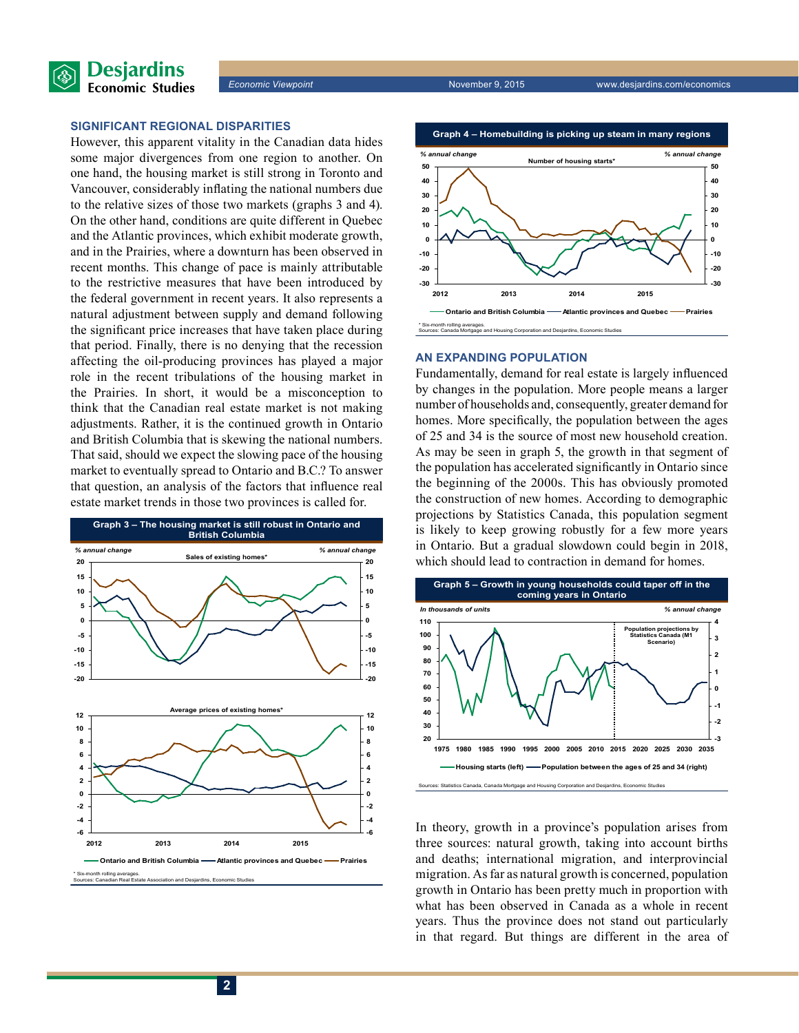## SIGNIFICANT REGIONAL DISPARITIES

However, this apparent vitality in the Canadian data hides some major divergences from one region to another. On one hand, the housing market is still strong in Toronto and Vancouver, considerably inflating the national numbers due to the relative sizes of those two markets (graphs 3 and 4). On the other hand, conditions are quite different in Quebec and the Atlantic provinces, which exhibit moderate growth, and in the Prairies, where a downturn has been observed in recent months. This change of pace is mainly attributable to the restrictive measures that have been introduced by the federal government in recent years. It also represents a natural adjustment between supply and demand following the significant price increases that have taken place during that period. Finally, there is no denying that the recession affecting the oil-producing provinces has played a major role in the recent tribulations of the housing market in the Prairies. In short, it would be a misconception to think that the Canadian real estate market is not making adjustments. Rather, it is the continued growth in Ontario and British Columbia that is skewing the national numbers. That said, should we expect the slowing pace of the housing market to eventually spread to Ontario and B.C.? To answer that question, an analysis of the factors that influence real estate market trends in those two provinces is called for.

**Graph 3 – The housing market is still robust in Ontario and British Columbia**

Sales of existing homes* (% annual change); Average prices of existing homes* (% annual change)

Ontario and British Columbia — Atlantic provinces and Quebec — Prairies

* Six-month rolling averages.
Sources: Canadian Real Estate Association and Desjardins, Economic Studies

**Graph 4 – Homebuilding is picking up steam in many regions**

Number of housing starts* (% annual change)

Ontario and British Columbia — Atlantic provinces and Quebec — Prairies

* Six-month rolling averages.
Sources: Canada Mortgage and Housing Corporation and Desjardins, Economic Studies

## AN EXPANDING POPULATION

Fundamentally, demand for real estate is largely influenced by changes in the population. More people means a larger number of households and, consequently, greater demand for homes. More specifically, the population between the ages of 25 and 34 is the source of most new household creation. As may be seen in graph 5, the growth in that segment of the population has accelerated significantly in Ontario since the beginning of the 2000s. This has obviously promoted the construction of new homes. According to demographic projections by Statistics Canada, this population segment is likely to keep growing robustly for a few more years in Ontario. But a gradual slowdown could begin in 2018, which should lead to contraction in demand for homes.

**Graph 5 – Growth in young households could taper off in the coming years in Ontario**

In thousands of units (left); % annual change (right). Population projections by Statistics Canada (M1 Scenario)

Housing starts (left) — Population between the ages of 25 and 34 (right)

Sources: Statistics Canada, Canada Mortgage and Housing Corporation and Desjardins, Economic Studies

In theory, growth in a province's population arises from three sources: natural growth, taking into account births and deaths; international migration, and interprovincial migration. As far as natural growth is concerned, population growth in Ontario has been pretty much in proportion with what has been observed in Canada as a whole in recent years. Thus the province does not stand out particularly in that regard. But things are different in the area of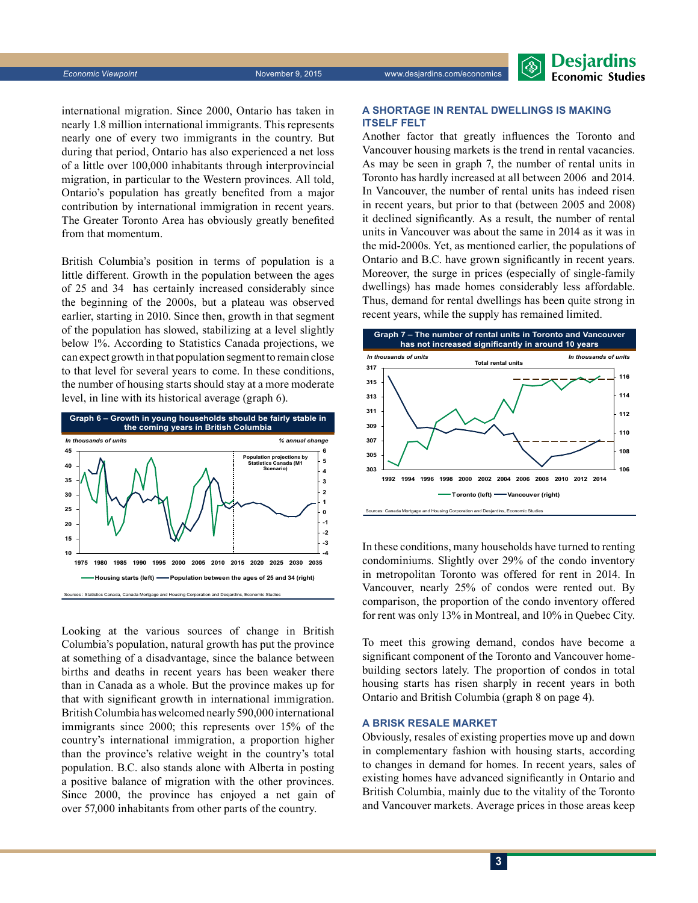international migration. Since 2000, Ontario has taken in nearly 1.8 million international immigrants. This represents nearly one of every two immigrants in the country. But during that period, Ontario has also experienced a net loss of a little over 100,000 inhabitants through interprovincial migration, in particular to the Western provinces. All told, Ontario's population has greatly benefited from a major contribution by international immigration in recent years. The Greater Toronto Area has obviously greatly benefited from that momentum.

British Columbia's position in terms of population is a little different. Growth in the population between the ages of 25 and 34 has certainly increased considerably since the beginning of the 2000s, but a plateau was observed earlier, starting in 2010. Since then, growth in that segment of the population has slowed, stabilizing at a level slightly below 1%. According to Statistics Canada projections, we can expect growth in that population segment to remain close to that level for several years to come. In these conditions, the number of housing starts should stay at a more moderate level, in line with its historical average (graph 6).

**Graph 6 – Growth in young households should be fairly stable in the coming years in British Columbia**

Sources : Statistics Canada, Canada Mortgage and Housing Corporation and Desjardins, Economic Studies

Looking at the various sources of change in British Columbia's population, natural growth has put the province at something of a disadvantage, since the balance between births and deaths in recent years has been weaker there than in Canada as a whole. But the province makes up for that with significant growth in international immigration. British Columbia has welcomed nearly 590,000 international immigrants since 2000; this represents over 15% of the country's international immigration, a proportion higher than the province's relative weight in the country's total population. B.C. also stands alone with Alberta in posting a positive balance of migration with the other provinces. Since 2000, the province has enjoyed a net gain of over 57,000 inhabitants from other parts of the country.

## A SHORTAGE IN RENTAL DWELLINGS IS MAKING ITSELF FELT

Another factor that greatly influences the Toronto and Vancouver housing markets is the trend in rental vacancies. As may be seen in graph 7, the number of rental units in Toronto has hardly increased at all between 2006 and 2014. In Vancouver, the number of rental units has indeed risen in recent years, but prior to that (between 2005 and 2008) it declined significantly. As a result, the number of rental units in Vancouver was about the same in 2014 as it was in the mid-2000s. Yet, as mentioned earlier, the populations of Ontario and B.C. have grown significantly in recent years. Moreover, the surge in prices (especially of single-family dwellings) has made homes considerably less affordable. Thus, demand for rental dwellings has been quite strong in recent years, while the supply has remained limited.

**Graph 7 – The number of rental units in Toronto and Vancouver has not increased significantly in around 10 years**

Sources: Canada Mortgage and Housing Corporation and Desjardins, Economic Studies

In these conditions, many households have turned to renting condominiums. Slightly over 29% of the condo inventory in metropolitan Toronto was offered for rent in 2014. In Vancouver, nearly 25% of condos were rented out. By comparison, the proportion of the condo inventory offered for rent was only 13% in Montreal, and 10% in Quebec City.

To meet this growing demand, condos have become a significant component of the Toronto and Vancouver home-building sectors lately. The proportion of condos in total housing starts has risen sharply in recent years in both Ontario and British Columbia (graph 8 on page 4).

## A BRISK RESALE MARKET

Obviously, resales of existing properties move up and down in complementary fashion with housing starts, according to changes in demand for homes. In recent years, sales of existing homes have advanced significantly in Ontario and British Columbia, mainly due to the vitality of the Toronto and Vancouver markets. Average prices in those areas keep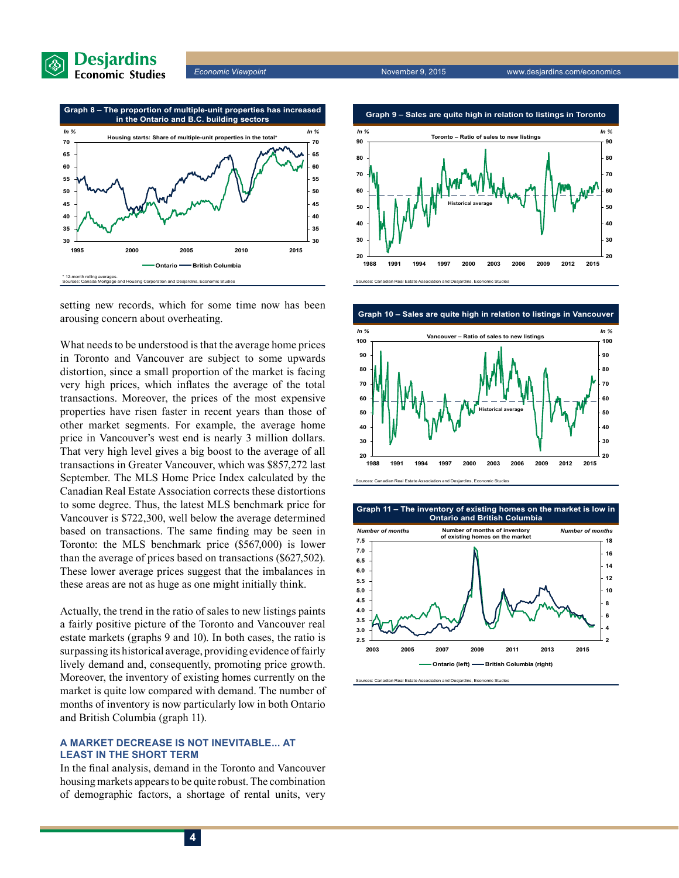**Graph 8 – The proportion of multiple-unit properties has increased in the Ontario and B.C. building sectors**

Housing starts: Share of multiple-unit properties in the total*

\* 12-month rolling averages.
Sources: Canada Mortgage and Housing Corporation and Desjardins, Economic Studies

setting new records, which for some time now has been arousing concern about overheating.

What needs to be understood is that the average home prices in Toronto and Vancouver are subject to some upwards distortion, since a small proportion of the market is facing very high prices, which inflates the average of the total transactions. Moreover, the prices of the most expensive properties have risen faster in recent years than those of other market segments. For example, the average home price in Vancouver's west end is nearly 3 million dollars. That very high level gives a big boost to the average of all transactions in Greater Vancouver, which was $857,272 last September. The MLS Home Price Index calculated by the Canadian Real Estate Association corrects these distortions to some degree. Thus, the latest MLS benchmark price for Vancouver is $722,300, well below the average determined based on transactions. The same finding may be seen in Toronto: the MLS benchmark price ($567,000) is lower than the average of prices based on transactions ($627,502). These lower average prices suggest that the imbalances in these areas are not as huge as one might initially think.

Actually, the trend in the ratio of sales to new listings paints a fairly positive picture of the Toronto and Vancouver real estate markets (graphs 9 and 10). In both cases, the ratio is surpassing its historical average, providing evidence of fairly lively demand and, consequently, promoting price growth. Moreover, the inventory of existing homes currently on the market is quite low compared with demand. The number of months of inventory is now particularly low in both Ontario and British Columbia (graph 11).

### A MARKET DECREASE IS NOT INEVITABLE... AT LEAST IN THE SHORT TERM

In the final analysis, demand in the Toronto and Vancouver housing markets appears to be quite robust. The combination of demographic factors, a shortage of rental units, very

**Graph 9 – Sales are quite high in relation to listings in Toronto**

Toronto – Ratio of sales to new listings

Sources: Canadian Real Estate Association and Desjardins, Economic Studies

**Graph 10 – Sales are quite high in relation to listings in Vancouver**

Vancouver – Ratio of sales to new listings

Sources: Canadian Real Estate Association and Desjardins, Economic Studies

**Graph 11 – The inventory of existing homes on the market is low in Ontario and British Columbia**

Number of months of inventory of existing homes on the market

Sources: Canadian Real Estate Association and Desjardins, Economic Studies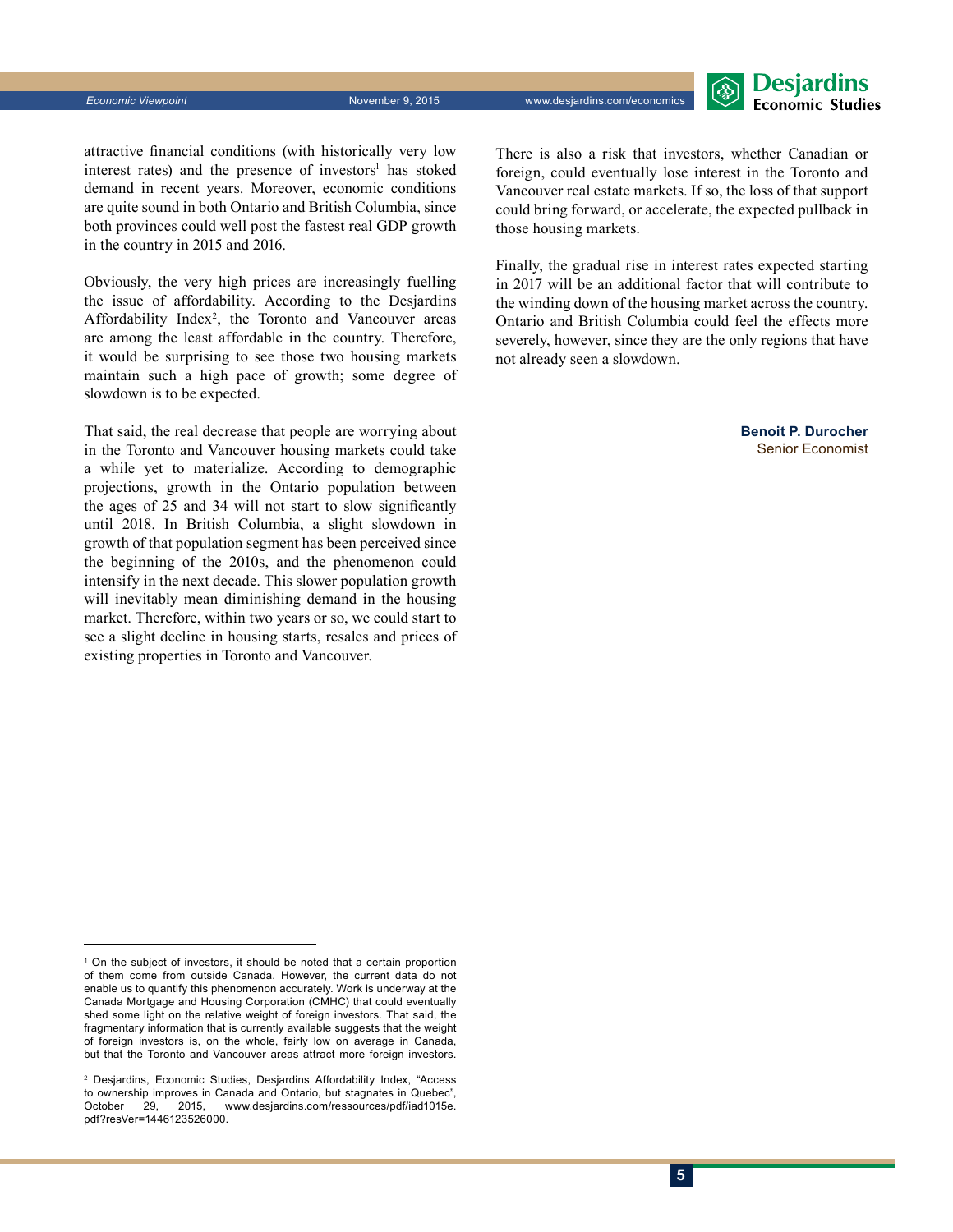attractive financial conditions (with historically very low interest rates) and the presence of investors[1] has stoked demand in recent years. Moreover, economic conditions are quite sound in both Ontario and British Columbia, since both provinces could well post the fastest real GDP growth in the country in 2015 and 2016.

Obviously, the very high prices are increasingly fuelling the issue of affordability. According to the Desjardins Affordability Index[2], the Toronto and Vancouver areas are among the least affordable in the country. Therefore, it would be surprising to see those two housing markets maintain such a high pace of growth; some degree of slowdown is to be expected.

That said, the real decrease that people are worrying about in the Toronto and Vancouver housing markets could take a while yet to materialize. According to demographic projections, growth in the Ontario population between the ages of 25 and 34 will not start to slow significantly until 2018. In British Columbia, a slight slowdown in growth of that population segment has been perceived since the beginning of the 2010s, and the phenomenon could intensify in the next decade. This slower population growth will inevitably mean diminishing demand in the housing market. Therefore, within two years or so, we could start to see a slight decline in housing starts, resales and prices of existing properties in Toronto and Vancouver.

There is also a risk that investors, whether Canadian or foreign, could eventually lose interest in the Toronto and Vancouver real estate markets. If so, the loss of that support could bring forward, or accelerate, the expected pullback in those housing markets.

Finally, the gradual rise in interest rates expected starting in 2017 will be an additional factor that will contribute to the winding down of the housing market across the country. Ontario and British Columbia could feel the effects more severely, however, since they are the only regions that have not already seen a slowdown.

**Benoit P. Durocher**
Senior Economist

---

[1] On the subject of investors, it should be noted that a certain proportion of them come from outside Canada. However, the current data do not enable us to quantify this phenomenon accurately. Work is underway at the Canada Mortgage and Housing Corporation (CMHC) that could eventually shed some light on the relative weight of foreign investors. That said, the fragmentary information that is currently available suggests that the weight of foreign investors is, on the whole, fairly low on average in Canada, but that the Toronto and Vancouver areas attract more foreign investors.

[2] Desjardins, Economic Studies, Desjardins Affordability Index, "Access to ownership improves in Canada and Ontario, but stagnates in Quebec", October 29, 2015, www.desjardins.com/ressources/pdf/iad1015e.pdf?resVer=1446123526000.